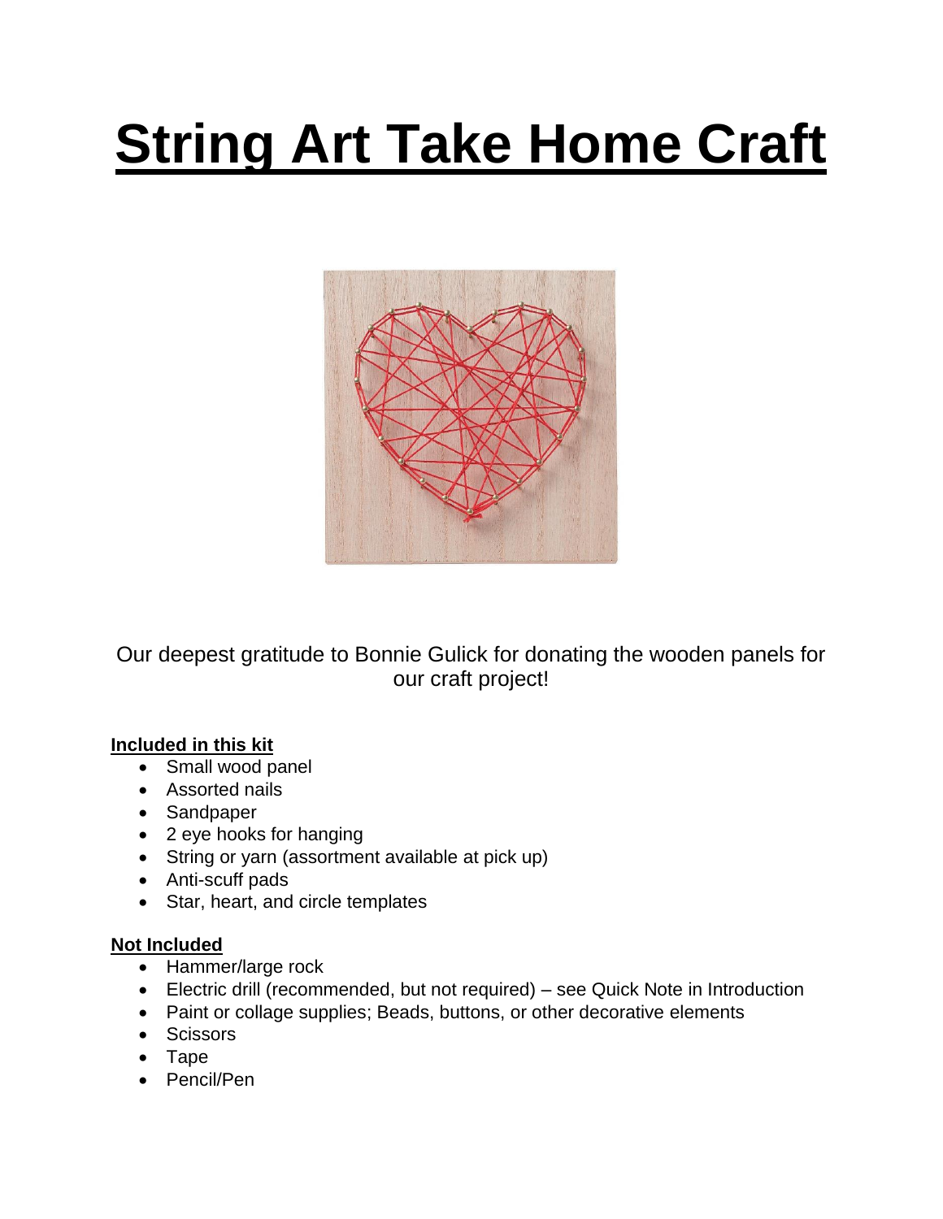# String Art Take Home Craft

Our deepest gratitude to Bonnie Gulick for donating the wooden panels for our craft project!

**Included in this kit**

- Small wood panel
- Assorted nails
- Sandpaper
- 2 eye hooks for hanging
- String or yarn (assortment available at pick up)
- Anti-scuff pads
- Star, heart, and circle templates

**Not Included**

- Hammer/large rock
- Electric drill (recommended, but not required) – see Quick Note in Introduction
- Paint or collage supplies; Beads, buttons, or other decorative elements
- Scissors
- Tape
- Pencil/Pen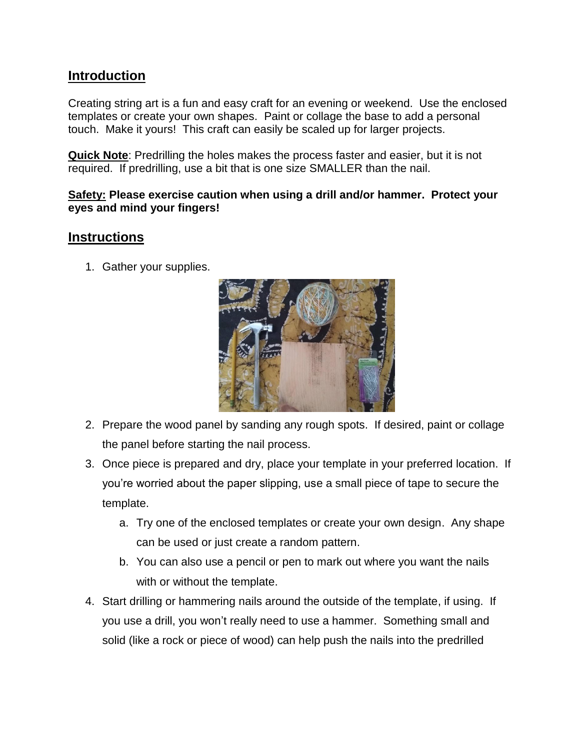## Introduction

Creating string art is a fun and easy craft for an evening or weekend. Use the enclosed templates or create your own shapes. Paint or collage the base to add a personal touch. Make it yours! This craft can easily be scaled up for larger projects.

**Quick Note**: Predrilling the holes makes the process faster and easier, but it is not required. If predrilling, use a bit that is one size SMALLER than the nail.

**Safety: Please exercise caution when using a drill and/or hammer. Protect your eyes and mind your fingers!**

## Instructions

1. Gather your supplies.
2. Prepare the wood panel by sanding any rough spots. If desired, paint or collage the panel before starting the nail process.
3. Once piece is prepared and dry, place your template in your preferred location. If you're worried about the paper slipping, use a small piece of tape to secure the template.
    a. Try one of the enclosed templates or create your own design. Any shape can be used or just create a random pattern.
    b. You can also use a pencil or pen to mark out where you want the nails with or without the template.
4. Start drilling or hammering nails around the outside of the template, if using. If you use a drill, you won't really need to use a hammer. Something small and solid (like a rock or piece of wood) can help push the nails into the predrilled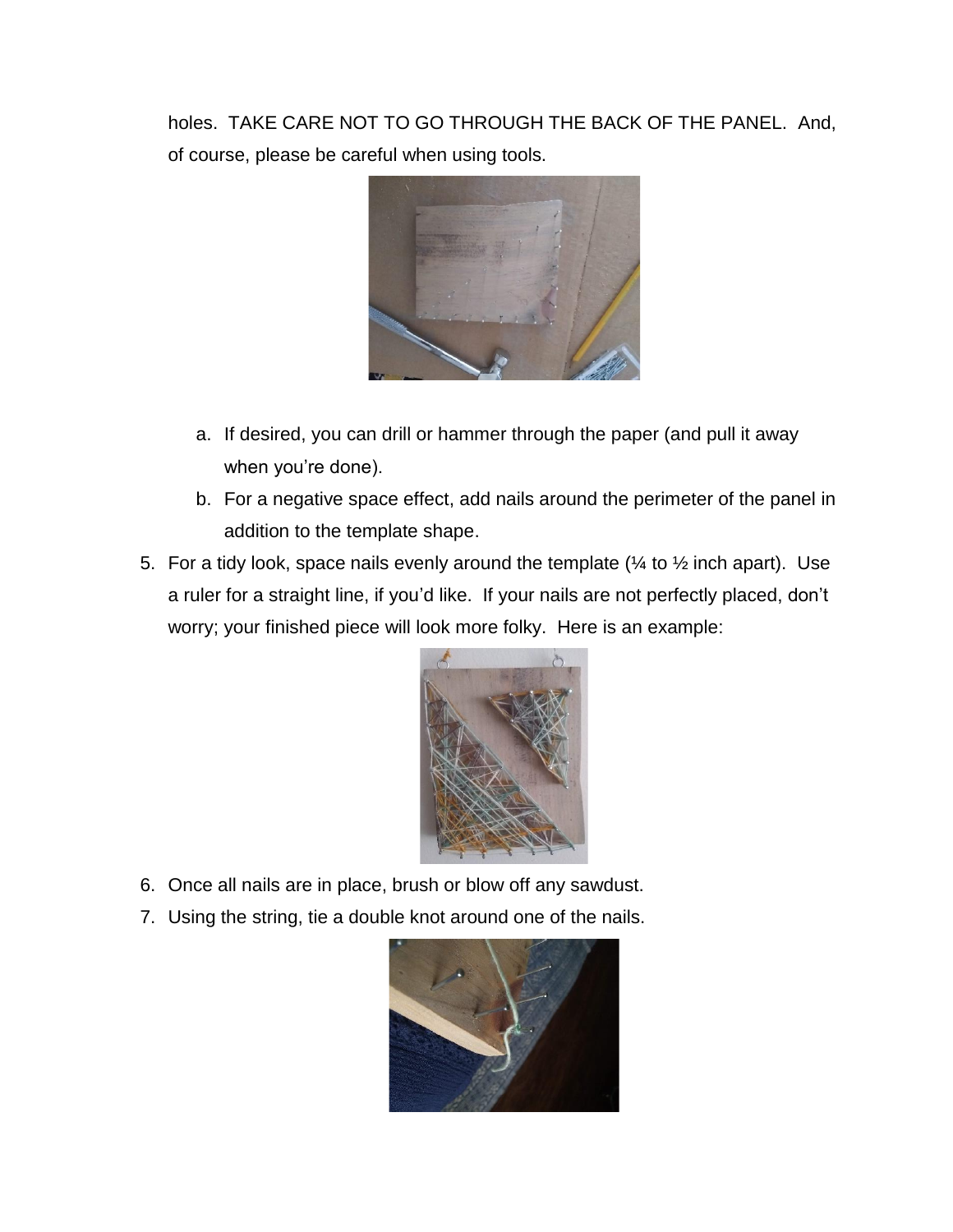holes. TAKE CARE NOT TO GO THROUGH THE BACK OF THE PANEL. And, of course, please be careful when using tools.

a. If desired, you can drill or hammer through the paper (and pull it away when you're done).
b. For a negative space effect, add nails around the perimeter of the panel in addition to the template shape.

5. For a tidy look, space nails evenly around the template (¼ to ½ inch apart). Use a ruler for a straight line, if you'd like. If your nails are not perfectly placed, don't worry; your finished piece will look more folky. Here is an example:
6. Once all nails are in place, brush or blow off any sawdust.
7. Using the string, tie a double knot around one of the nails.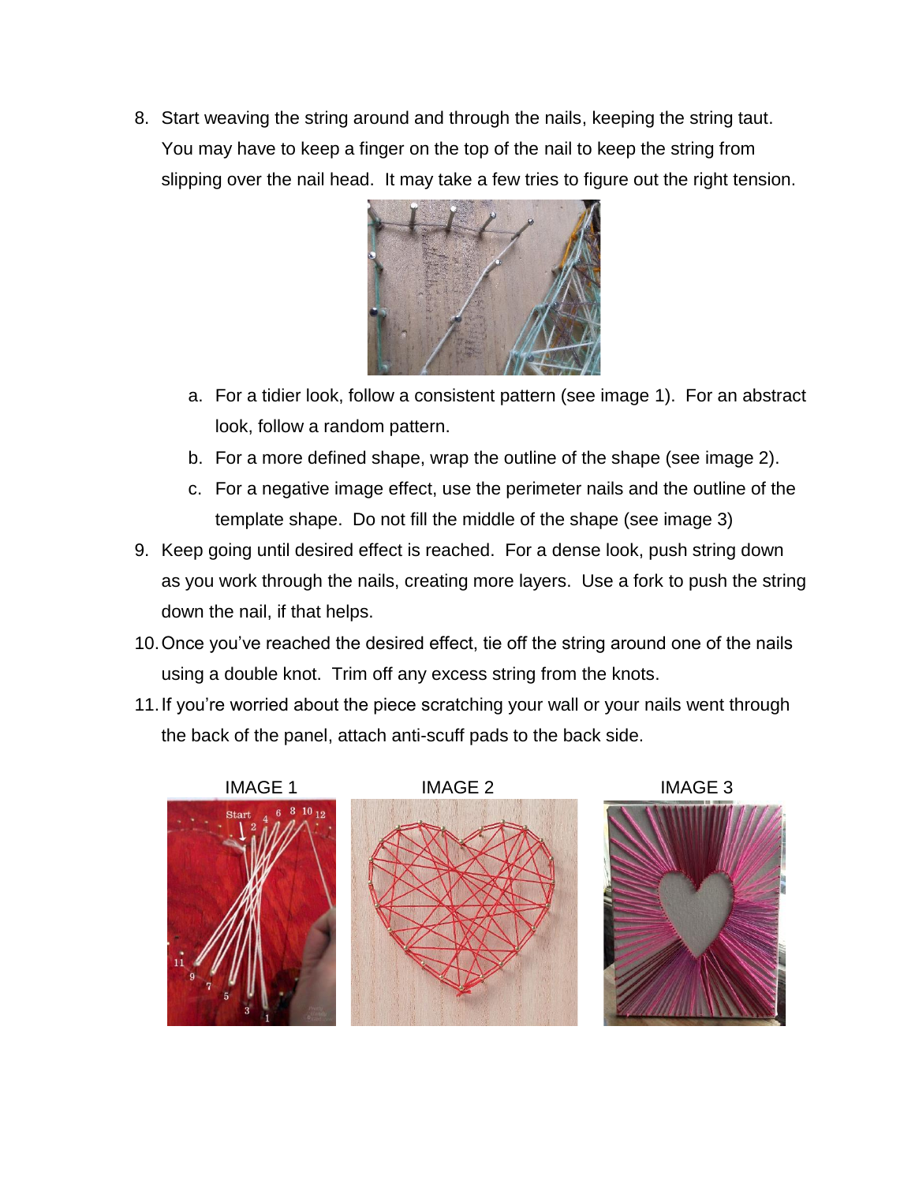8. Start weaving the string around and through the nails, keeping the string taut. You may have to keep a finger on the top of the nail to keep the string from slipping over the nail head. It may take a few tries to figure out the right tension.

   a. For a tidier look, follow a consistent pattern (see image 1). For an abstract look, follow a random pattern.
   b. For a more defined shape, wrap the outline of the shape (see image 2).
   c. For a negative image effect, use the perimeter nails and the outline of the template shape. Do not fill the middle of the shape (see image 3)

9. Keep going until desired effect is reached. For a dense look, push string down as you work through the nails, creating more layers. Use a fork to push the string down the nail, if that helps.
10. Once you've reached the desired effect, tie off the string around one of the nails using a double knot. Trim off any excess string from the knots.
11. If you're worried about the piece scratching your wall or your nails went through the back of the panel, attach anti-scuff pads to the back side.

IMAGE 1

IMAGE 2

IMAGE 3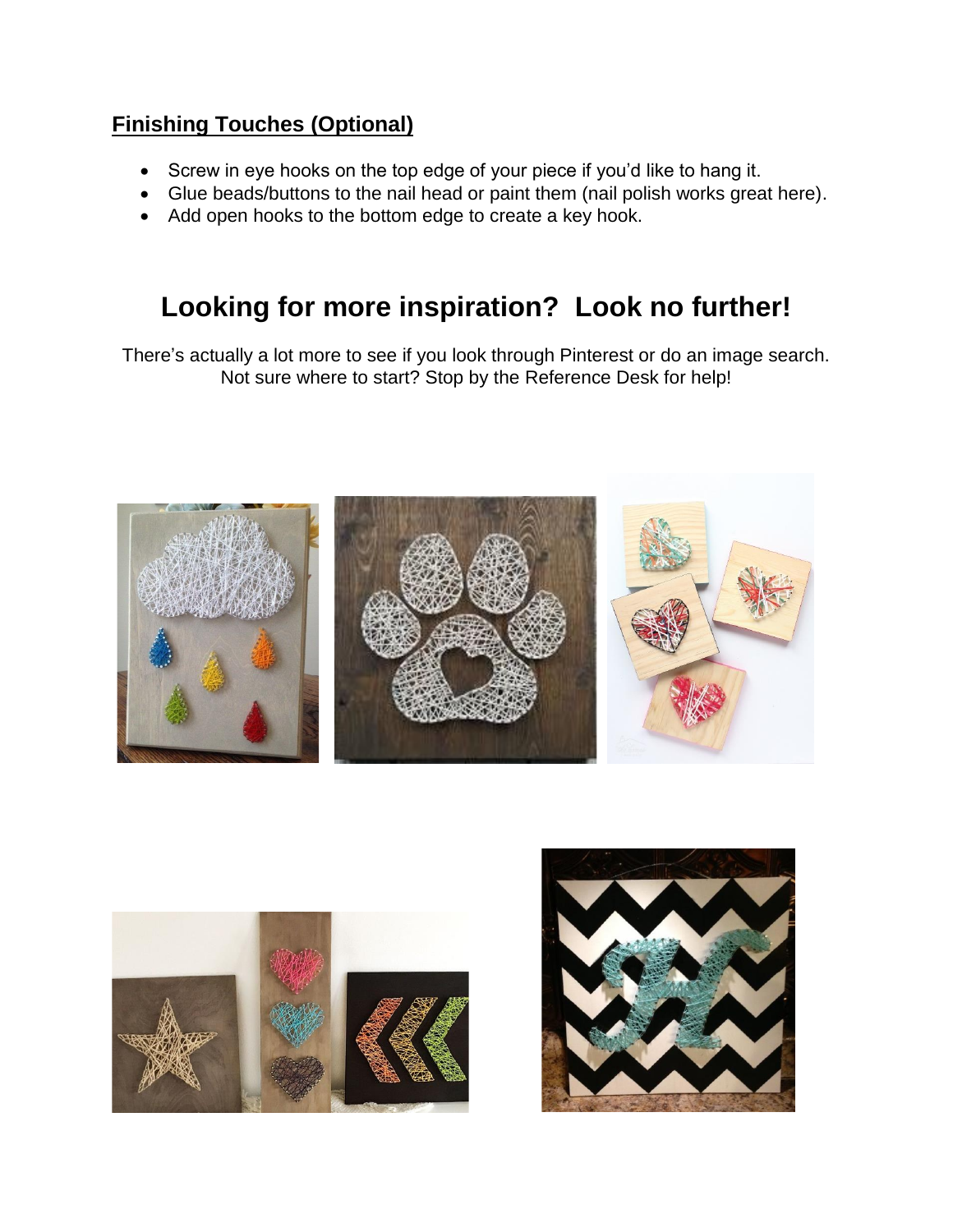## Finishing Touches (Optional)

- Screw in eye hooks on the top edge of your piece if you'd like to hang it.
- Glue beads/buttons to the nail head or paint them (nail polish works great here).
- Add open hooks to the bottom edge to create a key hook.

# Looking for more inspiration? Look no further!

There's actually a lot more to see if you look through Pinterest or do an image search. Not sure where to start? Stop by the Reference Desk for help!